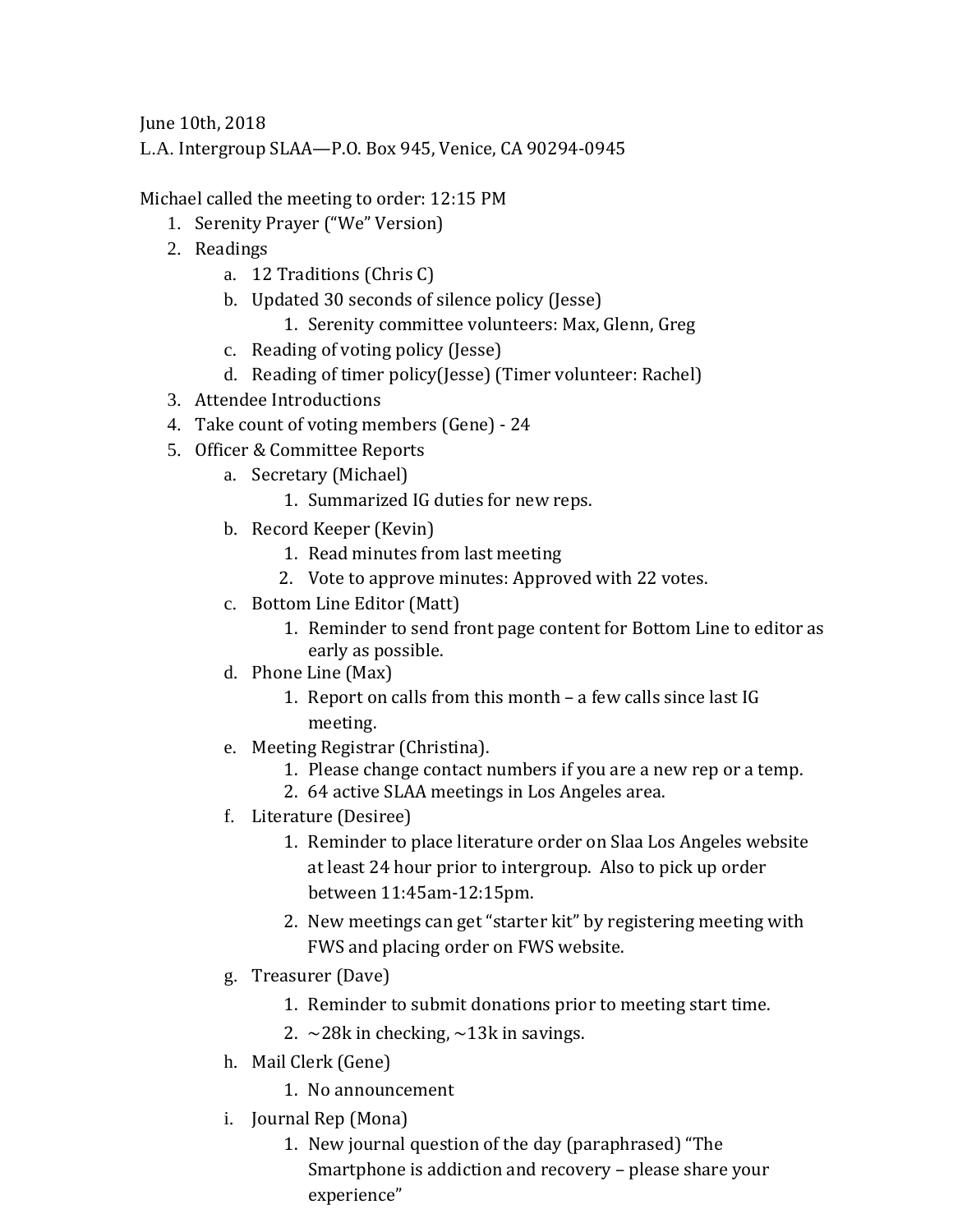June 10th, 2018

L.A. Intergroup SLAA—P.O. Box 945, Venice, CA 90294-0945

Michael called the meeting to order: 12:15 PM

1. Serenity Prayer ("We" Version)
2. Readings
    a. 12 Traditions (Chris C)
    b. Updated 30 seconds of silence policy (Jesse)
        1. Serenity committee volunteers: Max, Glenn, Greg
    c. Reading of voting policy (Jesse)
    d. Reading of timer policy(Jesse) (Timer volunteer: Rachel)
3. Attendee Introductions
4. Take count of voting members (Gene) - 24
5. Officer & Committee Reports
    a. Secretary (Michael)
        1. Summarized IG duties for new reps.
    b. Record Keeper (Kevin)
        1. Read minutes from last meeting
        2. Vote to approve minutes: Approved with 22 votes.
    c. Bottom Line Editor (Matt)
        1. Reminder to send front page content for Bottom Line to editor as early as possible.
    d. Phone Line (Max)
        1. Report on calls from this month – a few calls since last IG meeting.
    e. Meeting Registrar (Christina).
        1. Please change contact numbers if you are a new rep or a temp.
        2. 64 active SLAA meetings in Los Angeles area.
    f. Literature (Desiree)
        1. Reminder to place literature order on Slaa Los Angeles website at least 24 hour prior to intergroup. Also to pick up order between 11:45am-12:15pm.
        2. New meetings can get "starter kit" by registering meeting with FWS and placing order on FWS website.
    g. Treasurer (Dave)
        1. Reminder to submit donations prior to meeting start time.
        2. ~28k in checking, ~13k in savings.
    h. Mail Clerk (Gene)
        1. No announcement
    i. Journal Rep (Mona)
        1. New journal question of the day (paraphrased) "The Smartphone is addiction and recovery – please share your experience"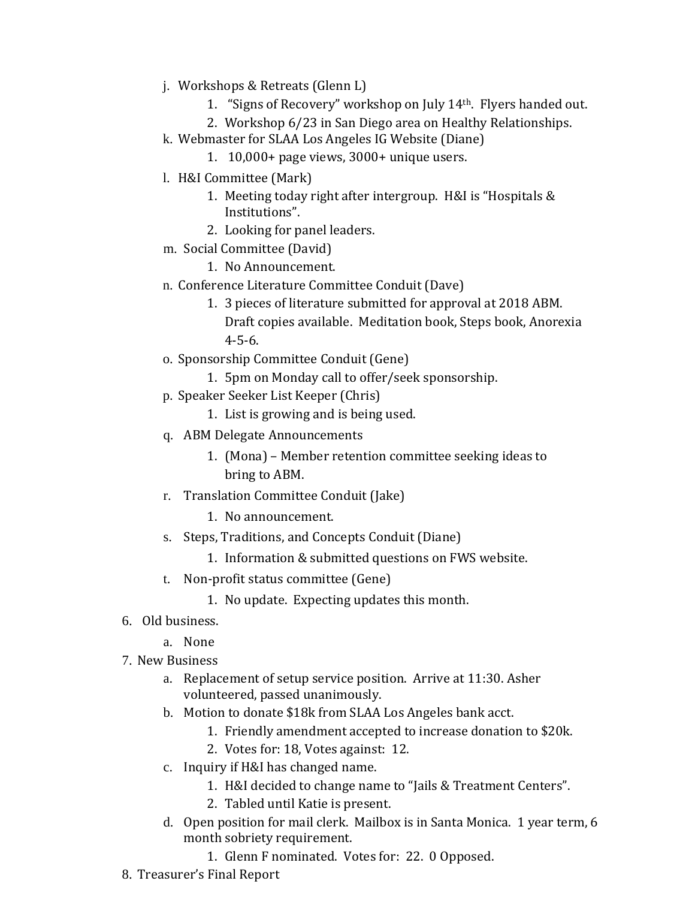j. Workshops & Retreats (Glenn L)
   1. "Signs of Recovery" workshop on July 14th. Flyers handed out.
   2. Workshop 6/23 in San Diego area on Healthy Relationships.

k. Webmaster for SLAA Los Angeles IG Website (Diane)
   1. 10,000+ page views, 3000+ unique users.

l. H&I Committee (Mark)
   1. Meeting today right after intergroup. H&I is "Hospitals & Institutions".
   2. Looking for panel leaders.

m. Social Committee (David)
   1. No Announcement.

n. Conference Literature Committee Conduit (Dave)
   1. 3 pieces of literature submitted for approval at 2018 ABM. Draft copies available. Meditation book, Steps book, Anorexia 4-5-6.

o. Sponsorship Committee Conduit (Gene)
   1. 5pm on Monday call to offer/seek sponsorship.

p. Speaker Seeker List Keeper (Chris)
   1. List is growing and is being used.

q. ABM Delegate Announcements
   1. (Mona) – Member retention committee seeking ideas to bring to ABM.

r. Translation Committee Conduit (Jake)
   1. No announcement.

s. Steps, Traditions, and Concepts Conduit (Diane)
   1. Information & submitted questions on FWS website.

t. Non-profit status committee (Gene)
   1. No update. Expecting updates this month.

6. Old business.
   a. None

7. New Business
   a. Replacement of setup service position. Arrive at 11:30. Asher volunteered, passed unanimously.
   b. Motion to donate $18k from SLAA Los Angeles bank acct.
      1. Friendly amendment accepted to increase donation to $20k.
      2. Votes for: 18, Votes against: 12.
   c. Inquiry if H&I has changed name.
      1. H&I decided to change name to "Jails & Treatment Centers".
      2. Tabled until Katie is present.
   d. Open position for mail clerk. Mailbox is in Santa Monica. 1 year term, 6 month sobriety requirement.
      1. Glenn F nominated. Votes for: 22. 0 Opposed.

8. Treasurer's Final Report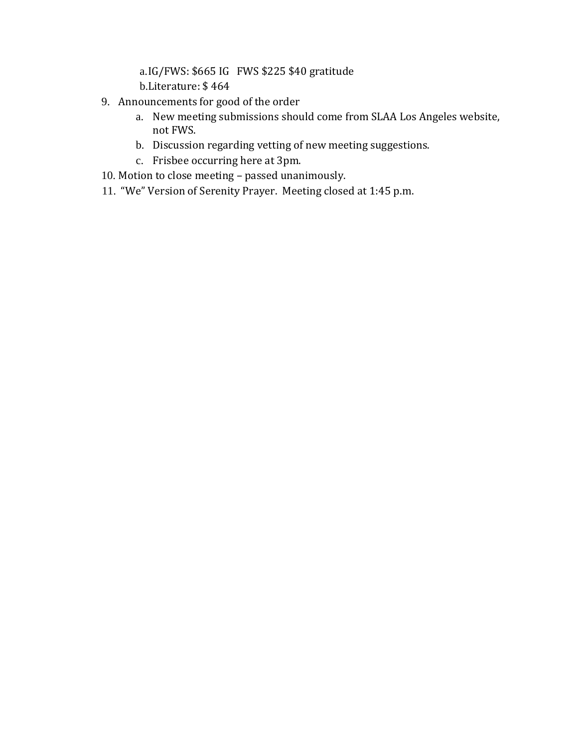a. IG/FWS: $665 IG   FWS $225 $40 gratitude
   b. Literature: $ 464

9. Announcements for good of the order
   a. New meeting submissions should come from SLAA Los Angeles website, not FWS.
   b. Discussion regarding vetting of new meeting suggestions.
   c. Frisbee occurring here at 3pm.
10. Motion to close meeting – passed unanimously.
11. "We" Version of Serenity Prayer. Meeting closed at 1:45 p.m.